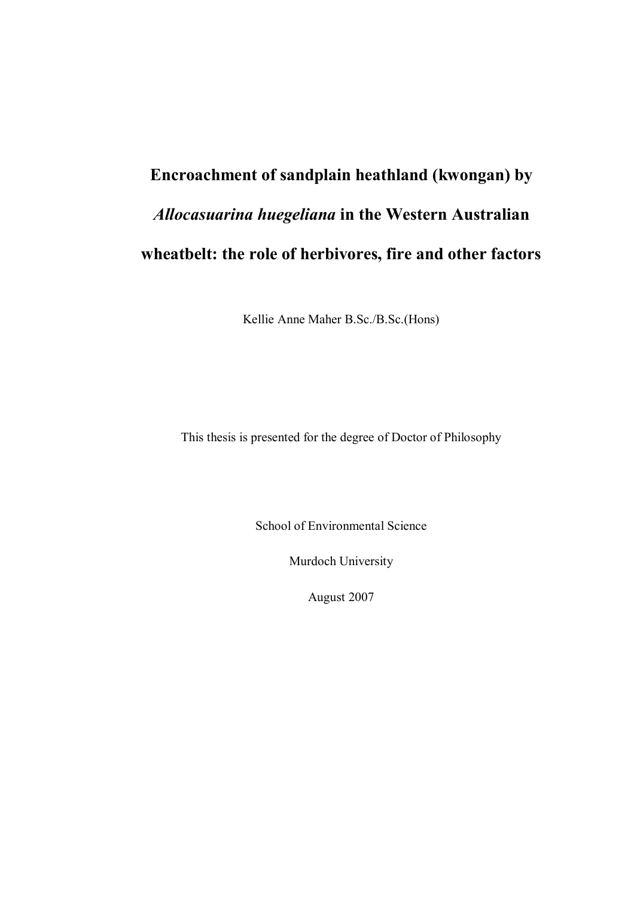# Encroachment of sandplain heathland (kwongan) by *Allocasuarina huegeliana* in the Western Australian wheatbelt: the role of herbivores, fire and other factors

Kellie Anne Maher B.Sc./B.Sc.(Hons)

This thesis is presented for the degree of Doctor of Philosophy

School of Environmental Science

Murdoch University

August 2007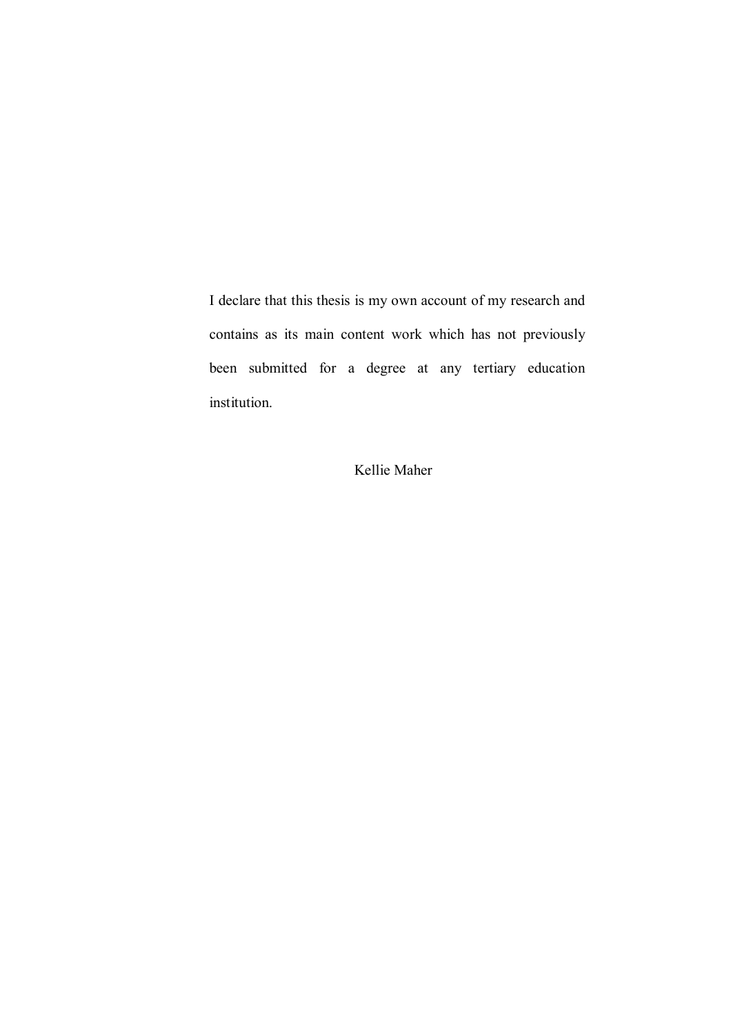I declare that this thesis is my own account of my research and contains as its main content work which has not previously been submitted for a degree at any tertiary education institution.

Kellie Maher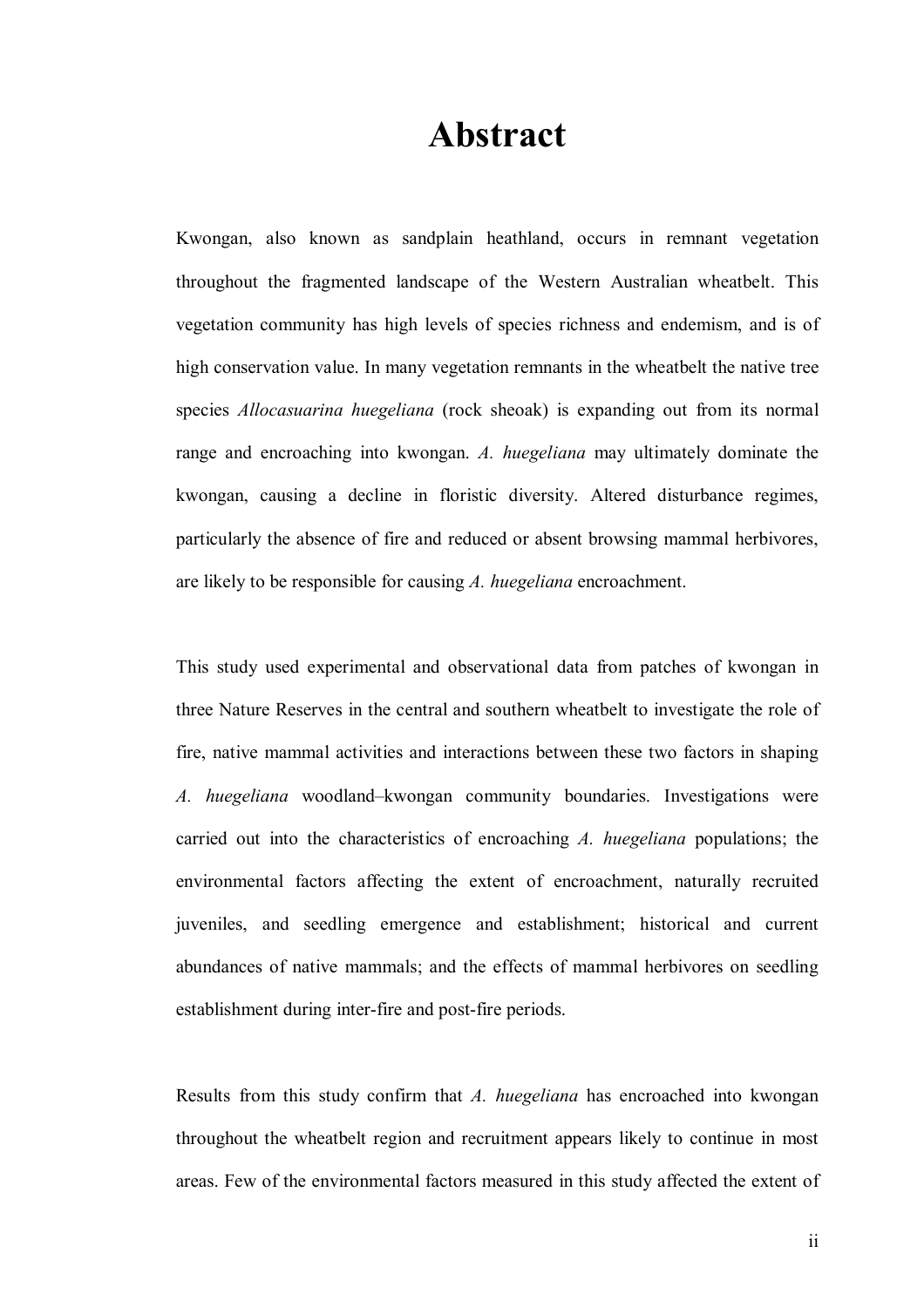# Abstract

Kwongan, also known as sandplain heathland, occurs in remnant vegetation throughout the fragmented landscape of the Western Australian wheatbelt. This vegetation community has high levels of species richness and endemism, and is of high conservation value. In many vegetation remnants in the wheatbelt the native tree species *Allocasuarina huegeliana* (rock sheoak) is expanding out from its normal range and encroaching into kwongan. *A. huegeliana* may ultimately dominate the kwongan, causing a decline in floristic diversity. Altered disturbance regimes, particularly the absence of fire and reduced or absent browsing mammal herbivores, are likely to be responsible for causing *A. huegeliana* encroachment.

This study used experimental and observational data from patches of kwongan in three Nature Reserves in the central and southern wheatbelt to investigate the role of fire, native mammal activities and interactions between these two factors in shaping *A. huegeliana* woodland–kwongan community boundaries. Investigations were carried out into the characteristics of encroaching *A. huegeliana* populations; the environmental factors affecting the extent of encroachment, naturally recruited juveniles, and seedling emergence and establishment; historical and current abundances of native mammals; and the effects of mammal herbivores on seedling establishment during inter-fire and post-fire periods.

Results from this study confirm that *A. huegeliana* has encroached into kwongan throughout the wheatbelt region and recruitment appears likely to continue in most areas. Few of the environmental factors measured in this study affected the extent of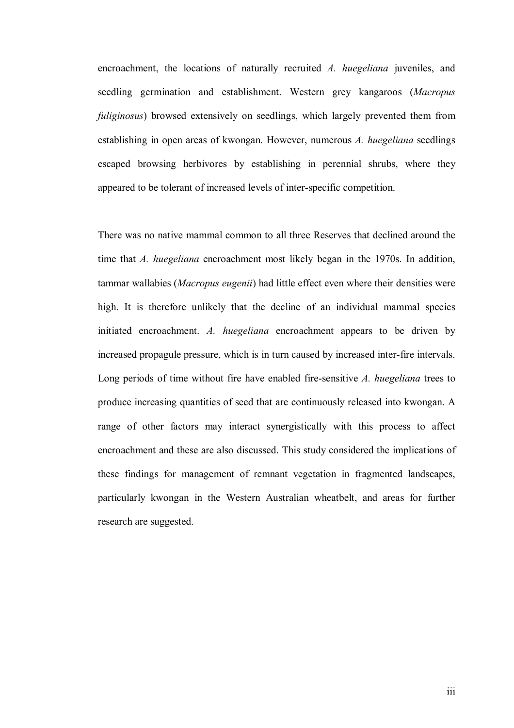encroachment, the locations of naturally recruited *A. huegeliana* juveniles, and seedling germination and establishment. Western grey kangaroos (*Macropus fuliginosus*) browsed extensively on seedlings, which largely prevented them from establishing in open areas of kwongan. However, numerous *A. huegeliana* seedlings escaped browsing herbivores by establishing in perennial shrubs, where they appeared to be tolerant of increased levels of inter-specific competition.

There was no native mammal common to all three Reserves that declined around the time that *A. huegeliana* encroachment most likely began in the 1970s. In addition, tammar wallabies (*Macropus eugenii*) had little effect even where their densities were high. It is therefore unlikely that the decline of an individual mammal species initiated encroachment. *A. huegeliana* encroachment appears to be driven by increased propagule pressure, which is in turn caused by increased inter-fire intervals. Long periods of time without fire have enabled fire-sensitive *A. huegeliana* trees to produce increasing quantities of seed that are continuously released into kwongan. A range of other factors may interact synergistically with this process to affect encroachment and these are also discussed. This study considered the implications of these findings for management of remnant vegetation in fragmented landscapes, particularly kwongan in the Western Australian wheatbelt, and areas for further research are suggested.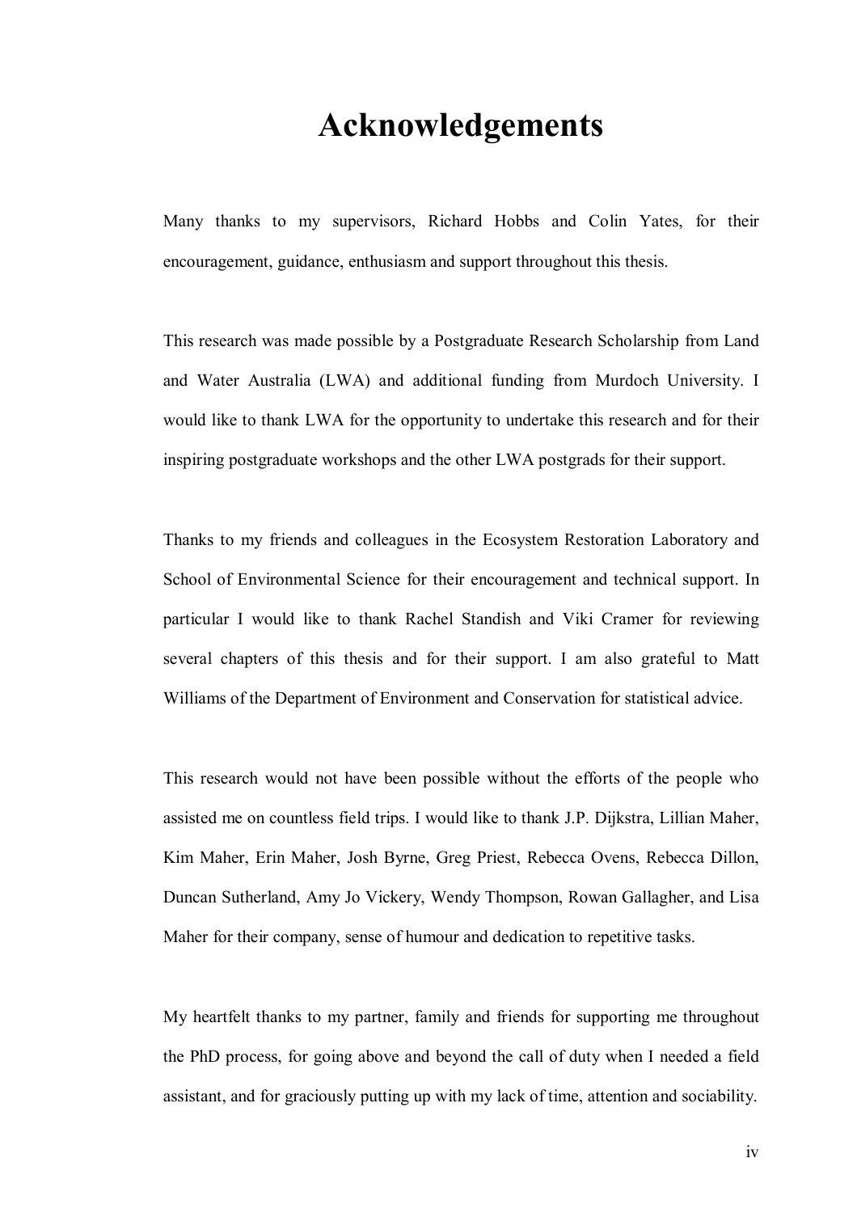# Acknowledgements

Many thanks to my supervisors, Richard Hobbs and Colin Yates, for their encouragement, guidance, enthusiasm and support throughout this thesis.

This research was made possible by a Postgraduate Research Scholarship from Land and Water Australia (LWA) and additional funding from Murdoch University. I would like to thank LWA for the opportunity to undertake this research and for their inspiring postgraduate workshops and the other LWA postgrads for their support.

Thanks to my friends and colleagues in the Ecosystem Restoration Laboratory and School of Environmental Science for their encouragement and technical support. In particular I would like to thank Rachel Standish and Viki Cramer for reviewing several chapters of this thesis and for their support. I am also grateful to Matt Williams of the Department of Environment and Conservation for statistical advice.

This research would not have been possible without the efforts of the people who assisted me on countless field trips. I would like to thank J.P. Dijkstra, Lillian Maher, Kim Maher, Erin Maher, Josh Byrne, Greg Priest, Rebecca Ovens, Rebecca Dillon, Duncan Sutherland, Amy Jo Vickery, Wendy Thompson, Rowan Gallagher, and Lisa Maher for their company, sense of humour and dedication to repetitive tasks.

My heartfelt thanks to my partner, family and friends for supporting me throughout the PhD process, for going above and beyond the call of duty when I needed a field assistant, and for graciously putting up with my lack of time, attention and sociability.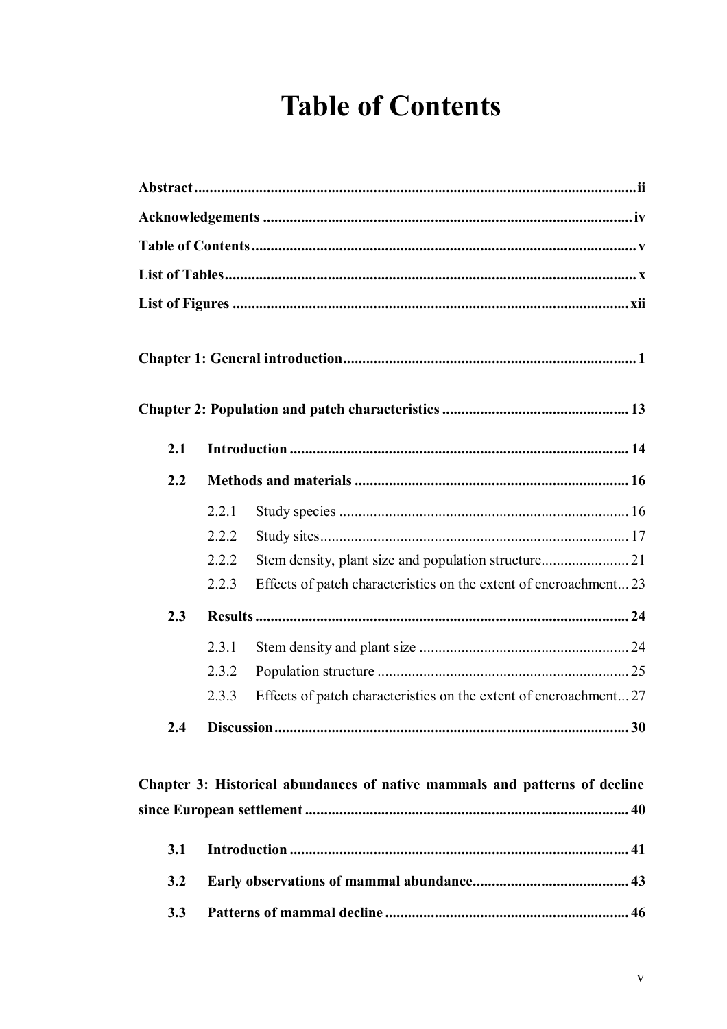# Table of Contents

**Abstract** .......... **ii**

**Acknowledgements** .......... **iv**

**Table of Contents** .......... **v**

**List of Tables** .......... **x**

**List of Figures** .......... **xii**

**Chapter 1: General introduction** .......... **1**

**Chapter 2: Population and patch characteristics** .......... **13**

- **2.1 Introduction** .......... **14**
- **2.2 Methods and materials** .......... **16**
  - 2.2.1 Study species .......... 16
  - 2.2.2 Study sites .......... 17
  - 2.2.2 Stem density, plant size and population structure .......... 21
  - 2.2.3 Effects of patch characteristics on the extent of encroachment .......... 23
- **2.3 Results** .......... **24**
  - 2.3.1 Stem density and plant size .......... 24
  - 2.3.2 Population structure .......... 25
  - 2.3.3 Effects of patch characteristics on the extent of encroachment .......... 27
- **2.4 Discussion** .......... **30**

**Chapter 3: Historical abundances of native mammals and patterns of decline since European settlement** .......... **40**

- **3.1 Introduction** .......... **41**
- **3.2 Early observations of mammal abundance** .......... **43**
- **3.3 Patterns of mammal decline** .......... **46**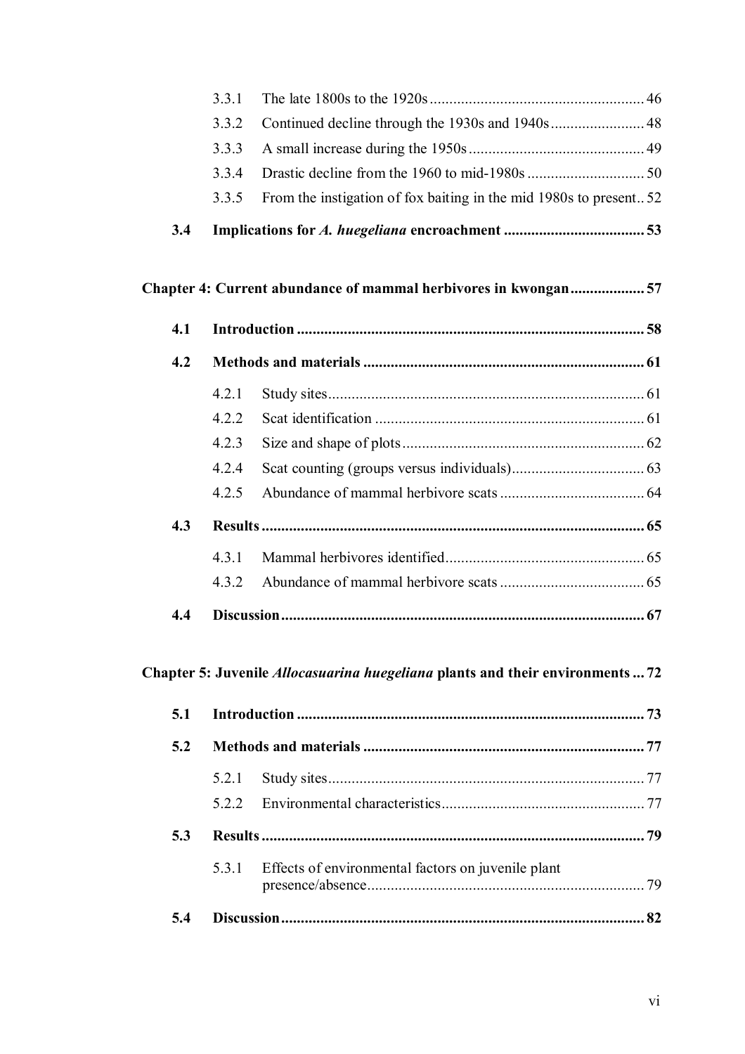| | | |
|---|---|---|
| 3.3.1 | The late 1800s to the 1920s | 46 |
| 3.3.2 | Continued decline through the 1930s and 1940s | 48 |
| 3.3.3 | A small increase during the 1950s | 49 |
| 3.3.4 | Drastic decline from the 1960 to mid-1980s | 50 |
| 3.3.5 | From the instigation of fox baiting in the mid 1980s to present | 52 |
| **3.4** | **Implications for *A. huegeliana* encroachment** | **53** |

**Chapter 4: Current abundance of mammal herbivores in kwongan ... 57**

| | | |
|---|---|---|
| **4.1** | **Introduction** | **58** |
| **4.2** | **Methods and materials** | **61** |
| 4.2.1 | Study sites | 61 |
| 4.2.2 | Scat identification | 61 |
| 4.2.3 | Size and shape of plots | 62 |
| 4.2.4 | Scat counting (groups versus individuals) | 63 |
| 4.2.5 | Abundance of mammal herbivore scats | 64 |
| **4.3** | **Results** | **65** |
| 4.3.1 | Mammal herbivores identified | 65 |
| 4.3.2 | Abundance of mammal herbivore scats | 65 |
| **4.4** | **Discussion** | **67** |

**Chapter 5: Juvenile *Allocasuarina huegeliana* plants and their environments ... 72**

| | | |
|---|---|---|
| **5.1** | **Introduction** | **73** |
| **5.2** | **Methods and materials** | **77** |
| 5.2.1 | Study sites | 77 |
| 5.2.2 | Environmental characteristics | 77 |
| **5.3** | **Results** | **79** |
| 5.3.1 | Effects of environmental factors on juvenile plant presence/absence | 79 |
| **5.4** | **Discussion** | **82** |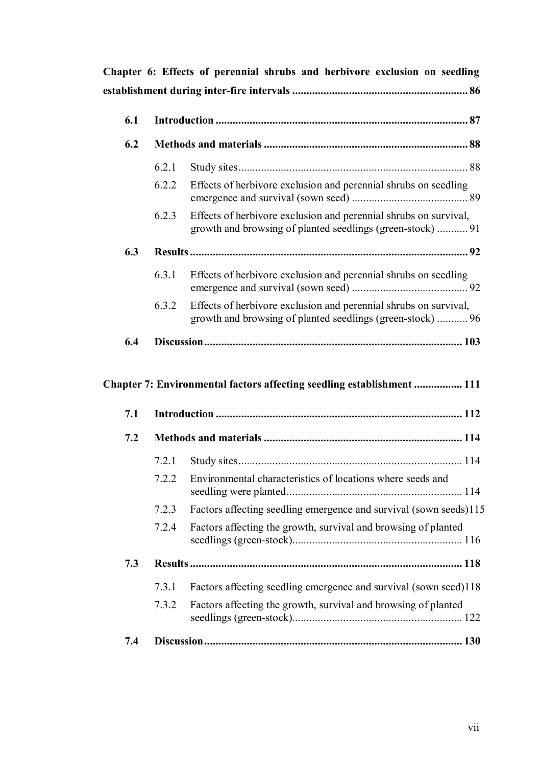**Chapter 6: Effects of perennial shrubs and herbivore exclusion on seedling establishment during inter-fire intervals ............................................................. 86**

**6.1 Introduction ........................................................................................ 87**

**6.2 Methods and materials ....................................................................... 88**

6.2.1 Study sites................................................................................ 88

6.2.2 Effects of herbivore exclusion and perennial shrubs on seedling emergence and survival (sown seed) ......................................... 89

6.2.3 Effects of herbivore exclusion and perennial shrubs on survival, growth and browsing of planted seedlings (green-stock) ........... 91

**6.3 Results ................................................................................................. 92**

6.3.1 Effects of herbivore exclusion and perennial shrubs on seedling emergence and survival (sown seed) ......................................... 92

6.3.2 Effects of herbivore exclusion and perennial shrubs on survival, growth and browsing of planted seedlings (green-stock) ........... 96

**6.4 Discussion .......................................................................................... 103**

**Chapter 7: Environmental factors affecting seedling establishment ................. 111**

**7.1 Introduction ...................................................................................... 112**

**7.2 Methods and materials ..................................................................... 114**

7.2.1 Study sites.............................................................................. 114

7.2.2 Environmental characteristics of locations where seeds and seedling were planted............................................................. 114

7.2.3 Factors affecting seedling emergence and survival (sown seeds)115

7.2.4 Factors affecting the growth, survival and browsing of planted seedlings (green-stock)........................................................... 116

**7.3 Results ............................................................................................... 118**

7.3.1 Factors affecting seedling emergence and survival (sown seed)118

7.3.2 Factors affecting the growth, survival and browsing of planted seedlings (green-stock)........................................................... 122

**7.4 Discussion .......................................................................................... 130**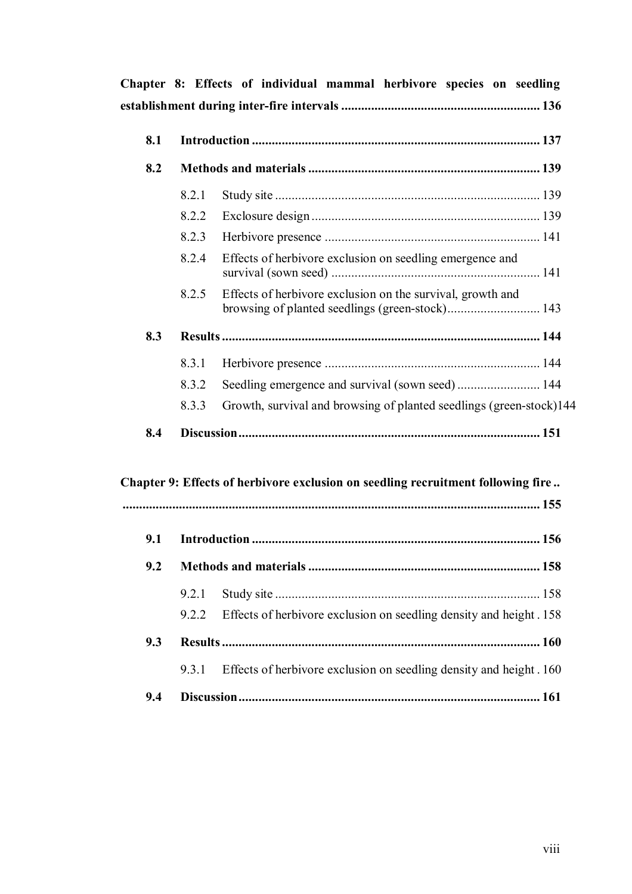**Chapter 8: Effects of individual mammal herbivore species on seedling establishment during inter-fire intervals ........................................................... 136**

**8.1 Introduction ...................................................................................... 137**

**8.2 Methods and materials ..................................................................... 139**

8.2.1 Study site ............................................................................... 139

8.2.2 Exclosure design .................................................................... 139

8.2.3 Herbivore presence ................................................................ 141

8.2.4 Effects of herbivore exclusion on seedling emergence and survival (sown seed) .............................................................. 141

8.2.5 Effects of herbivore exclusion on the survival, growth and browsing of planted seedlings (green-stock)............................ 143

**8.3 Results ............................................................................................... 144**

8.3.1 Herbivore presence ................................................................ 144

8.3.2 Seedling emergence and survival (sown seed) ......................... 144

8.3.3 Growth, survival and browsing of planted seedlings (green-stock)144

**8.4 Discussion .......................................................................................... 151**

**Chapter 9: Effects of herbivore exclusion on seedling recruitment following fire .. ............................................................................................................. 155**

**9.1 Introduction ...................................................................................... 156**

**9.2 Methods and materials ..................................................................... 158**

9.2.1 Study site ............................................................................... 158

9.2.2 Effects of herbivore exclusion on seedling density and height . 158

**9.3 Results ............................................................................................... 160**

9.3.1 Effects of herbivore exclusion on seedling density and height . 160

**9.4 Discussion .......................................................................................... 161**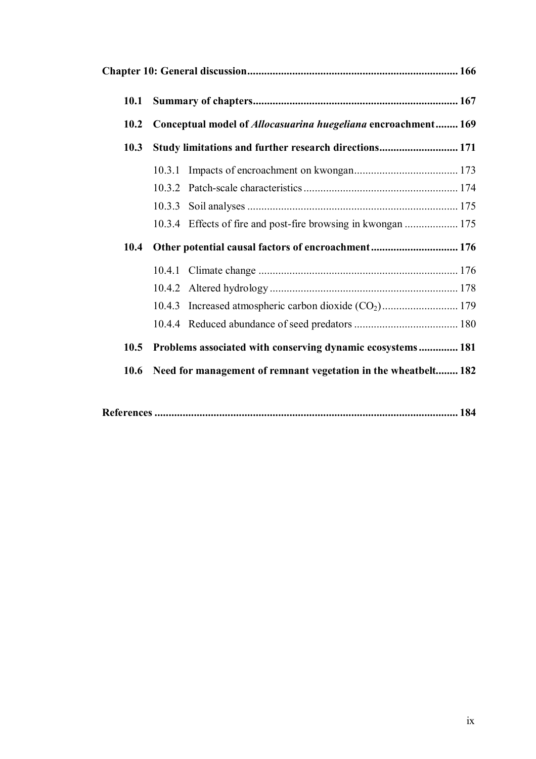**Chapter 10: General discussion** .......... 166

- **10.1 Summary of chapters** .......... 167
- **10.2 Conceptual model of *Allocasuarina huegeliana* encroachment** .......... 169
- **10.3 Study limitations and further research directions** .......... 171
  - 10.3.1 Impacts of encroachment on kwongan .......... 173
  - 10.3.2 Patch-scale characteristics .......... 174
  - 10.3.3 Soil analyses .......... 175
  - 10.3.4 Effects of fire and post-fire browsing in kwongan .......... 175
- **10.4 Other potential causal factors of encroachment** .......... 176
  - 10.4.1 Climate change .......... 176
  - 10.4.2 Altered hydrology .......... 178
  - 10.4.3 Increased atmospheric carbon dioxide ($CO_2$) .......... 179
  - 10.4.4 Reduced abundance of seed predators .......... 180
- **10.5 Problems associated with conserving dynamic ecosystems** .......... 181
- **10.6 Need for management of remnant vegetation in the wheatbelt** .......... 182

**References** .......... 184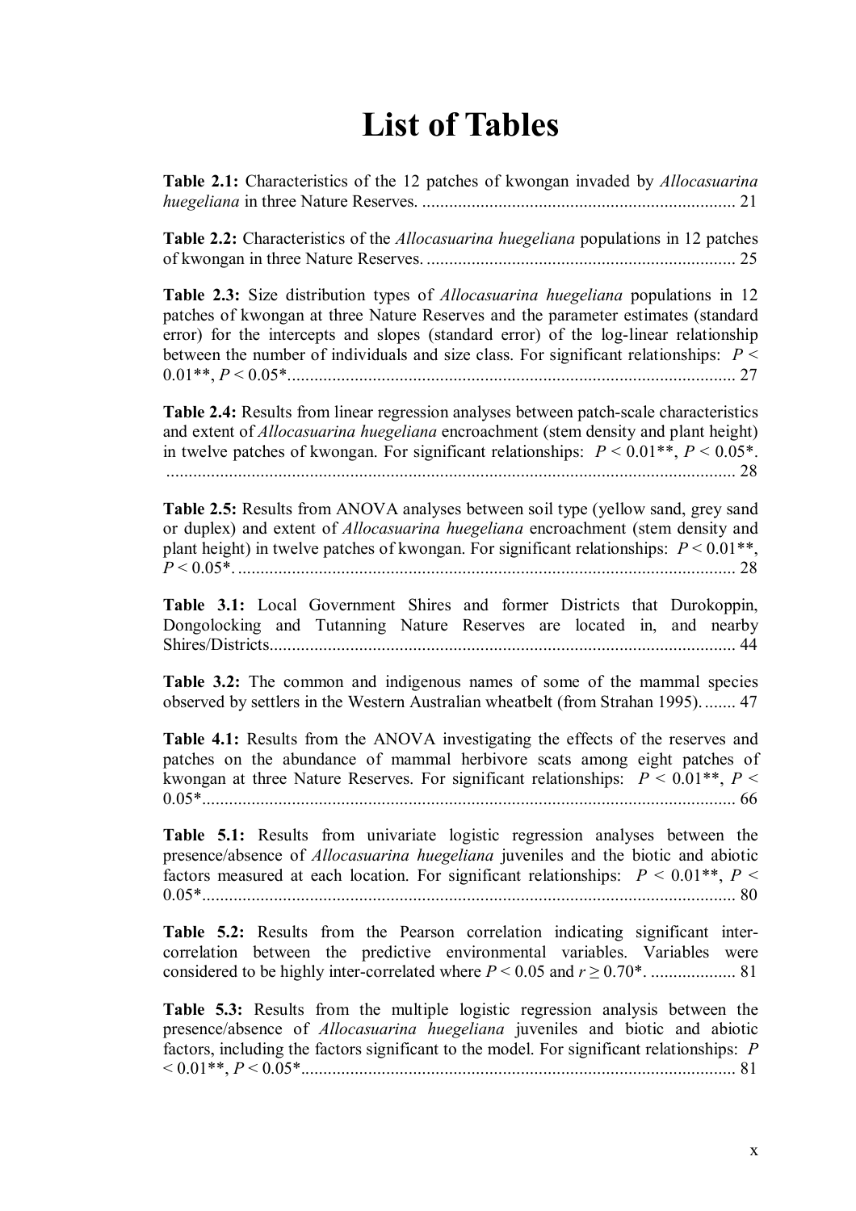# List of Tables

**Table 2.1:** Characteristics of the 12 patches of kwongan invaded by *Allocasuarina huegeliana* in three Nature Reserves. ...................................................................... 21

**Table 2.2:** Characteristics of the *Allocasuarina huegeliana* populations in 12 patches of kwongan in three Nature Reserves. ...................................................................... 25

**Table 2.3:** Size distribution types of *Allocasuarina huegeliana* populations in 12 patches of kwongan at three Nature Reserves and the parameter estimates (standard error) for the intercepts and slopes (standard error) of the log-linear relationship between the number of individuals and size class. For significant relationships: $P < 0.01$**, $P < 0.05$*.................................................................................................... 27

**Table 2.4:** Results from linear regression analyses between patch-scale characteristics and extent of *Allocasuarina huegeliana* encroachment (stem density and plant height) in twelve patches of kwongan. For significant relationships: $P < 0.01$**, $P < 0.05$*. ................................................................................................................................ 28

**Table 2.5:** Results from ANOVA analyses between soil type (yellow sand, grey sand or duplex) and extent of *Allocasuarina huegeliana* encroachment (stem density and plant height) in twelve patches of kwongan. For significant relationships: $P < 0.01$**, $P < 0.05$*. ................................................................................................................ 28

**Table 3.1:** Local Government Shires and former Districts that Durokoppin, Dongolocking and Tutanning Nature Reserves are located in, and nearby Shires/Districts........................................................................................................ 44

**Table 3.2:** The common and indigenous names of some of the mammal species observed by settlers in the Western Australian wheatbelt (from Strahan 1995). ....... 47

**Table 4.1:** Results from the ANOVA investigating the effects of the reserves and patches on the abundance of mammal herbivore scats among eight patches of kwongan at three Nature Reserves. For significant relationships: $P < 0.01$**, $P < 0.05$*....................................................................................................................... 66

**Table 5.1:** Results from univariate logistic regression analyses between the presence/absence of *Allocasuarina huegeliana* juveniles and the biotic and abiotic factors measured at each location. For significant relationships: $P < 0.01$**, $P < 0.05$*....................................................................................................................... 80

**Table 5.2:** Results from the Pearson correlation indicating significant inter-correlation between the predictive environmental variables. Variables were considered to be highly inter-correlated where $P < 0.05$ and $r \geq 0.70$*. ................... 81

**Table 5.3:** Results from the multiple logistic regression analysis between the presence/absence of *Allocasuarina huegeliana* juveniles and biotic and abiotic factors, including the factors significant to the model. For significant relationships: $P < 0.01$**, $P < 0.05$*................................................................................................. 81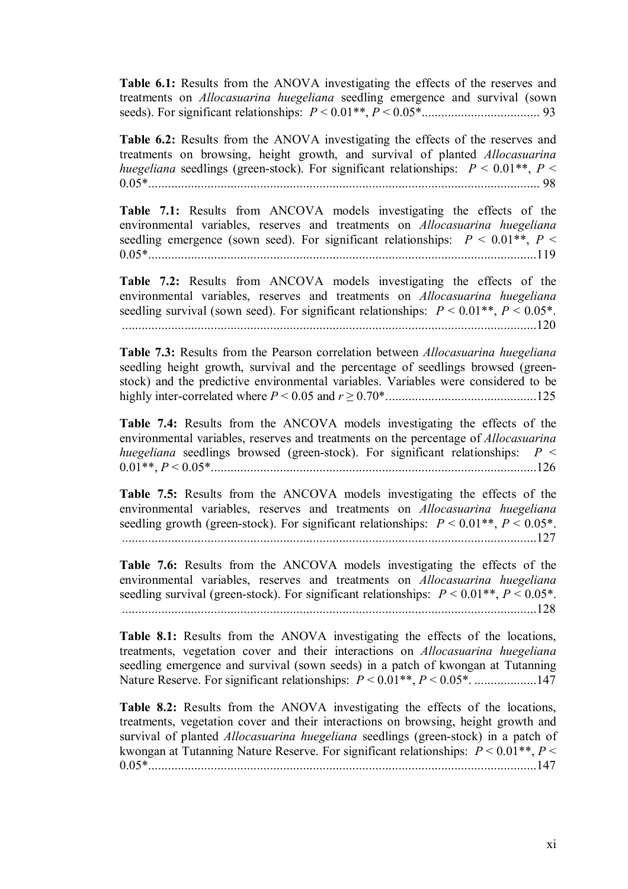**Table 6.1:** Results from the ANOVA investigating the effects of the reserves and treatments on *Allocasuarina huegeliana* seedling emergence and survival (sown seeds). For significant relationships: $P < 0.01$**, $P < 0.05$*.................................... 93

**Table 6.2:** Results from the ANOVA investigating the effects of the reserves and treatments on browsing, height growth, and survival of planted *Allocasuarina huegeliana* seedlings (green-stock). For significant relationships: $P < 0.01$**, $P < 0.05$*...................................................................................................................... 98

**Table 7.1:** Results from ANCOVA models investigating the effects of the environmental variables, reserves and treatments on *Allocasuarina huegeliana* seedling emergence (sown seed). For significant relationships: $P < 0.01$**, $P < 0.05$*.....................................................................................................................119

**Table 7.2:** Results from ANCOVA models investigating the effects of the environmental variables, reserves and treatments on *Allocasuarina huegeliana* seedling survival (sown seed). For significant relationships: $P < 0.01$**, $P < 0.05$*. ..............................................................................................................................120

**Table 7.3:** Results from the Pearson correlation between *Allocasuarina huegeliana* seedling height growth, survival and the percentage of seedlings browsed (green-stock) and the predictive environmental variables. Variables were considered to be highly inter-correlated where $P < 0.05$ and $r \geq 0.70$*..............................................125

**Table 7.4:** Results from the ANCOVA models investigating the effects of the environmental variables, reserves and treatments on the percentage of *Allocasuarina huegeliana* seedlings browsed (green-stock). For significant relationships: $P < 0.01$**, $P < 0.05$*...................................................................................................126

**Table 7.5:** Results from the ANCOVA models investigating the effects of the environmental variables, reserves and treatments on *Allocasuarina huegeliana* seedling growth (green-stock). For significant relationships: $P < 0.01$**, $P < 0.05$*. ..............................................................................................................................127

**Table 7.6:** Results from the ANCOVA models investigating the effects of the environmental variables, reserves and treatments on *Allocasuarina huegeliana* seedling survival (green-stock). For significant relationships: $P < 0.01$**, $P < 0.05$*. ..............................................................................................................................128

**Table 8.1:** Results from the ANOVA investigating the effects of the locations, treatments, vegetation cover and their interactions on *Allocasuarina huegeliana* seedling emergence and survival (sown seeds) in a patch of kwongan at Tutanning Nature Reserve. For significant relationships: $P < 0.01$**, $P < 0.05$*. ...................147

**Table 8.2:** Results from the ANOVA investigating the effects of the locations, treatments, vegetation cover and their interactions on browsing, height growth and survival of planted *Allocasuarina huegeliana* seedlings (green-stock) in a patch of kwongan at Tutanning Nature Reserve. For significant relationships: $P < 0.01$**, $P < 0.05$*.....................................................................................................................147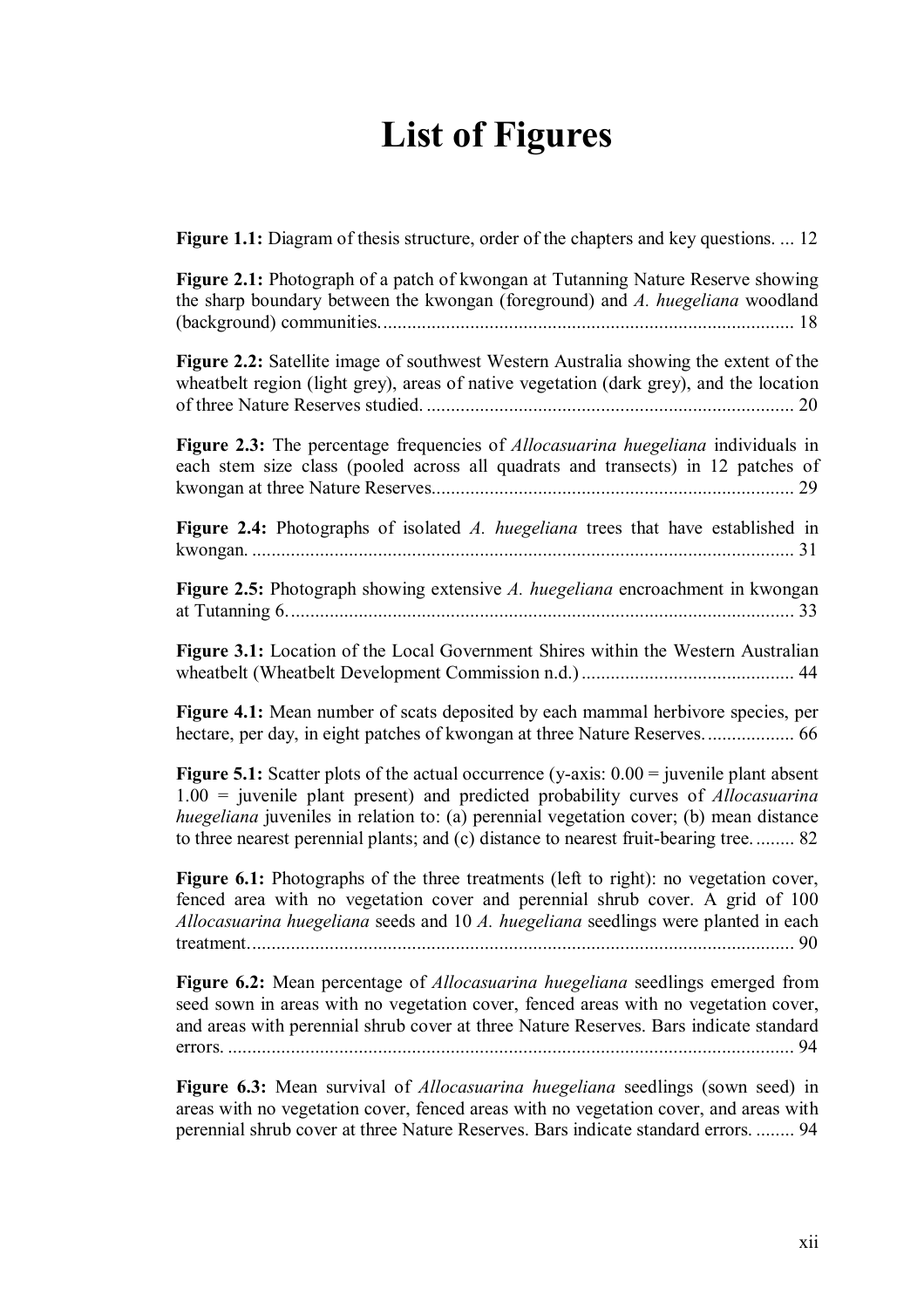# List of Figures

**Figure 1.1:** Diagram of thesis structure, order of the chapters and key questions. ... 12

**Figure 2.1:** Photograph of a patch of kwongan at Tutanning Nature Reserve showing the sharp boundary between the kwongan (foreground) and *A. huegeliana* woodland (background) communities. ..................................................................................... 18

**Figure 2.2:** Satellite image of southwest Western Australia showing the extent of the wheatbelt region (light grey), areas of native vegetation (dark grey), and the location of three Nature Reserves studied. ............................................................................ 20

**Figure 2.3:** The percentage frequencies of *Allocasuarina huegeliana* individuals in each stem size class (pooled across all quadrats and transects) in 12 patches of kwongan at three Nature Reserves........................................................................... 29

**Figure 2.4:** Photographs of isolated *A. huegeliana* trees that have established in kwongan. ................................................................................................................ 31

**Figure 2.5:** Photograph showing extensive *A. huegeliana* encroachment in kwongan at Tutanning 6. ........................................................................................................ 33

**Figure 3.1:** Location of the Local Government Shires within the Western Australian wheatbelt (Wheatbelt Development Commission n.d.) ............................................ 44

**Figure 4.1:** Mean number of scats deposited by each mammal herbivore species, per hectare, per day, in eight patches of kwongan at three Nature Reserves. .................. 66

**Figure 5.1:** Scatter plots of the actual occurrence (y-axis: 0.00 = juvenile plant absent 1.00 = juvenile plant present) and predicted probability curves of *Allocasuarina huegeliana* juveniles in relation to: (a) perennial vegetation cover; (b) mean distance to three nearest perennial plants; and (c) distance to nearest fruit-bearing tree. ........ 82

**Figure 6.1:** Photographs of the three treatments (left to right): no vegetation cover, fenced area with no vegetation cover and perennial shrub cover. A grid of 100 *Allocasuarina huegeliana* seeds and 10 *A. huegeliana* seedlings were planted in each treatment. ................................................................................................................ 90

**Figure 6.2:** Mean percentage of *Allocasuarina huegeliana* seedlings emerged from seed sown in areas with no vegetation cover, fenced areas with no vegetation cover, and areas with perennial shrub cover at three Nature Reserves. Bars indicate standard errors. ..................................................................................................................... 94

**Figure 6.3:** Mean survival of *Allocasuarina huegeliana* seedlings (sown seed) in areas with no vegetation cover, fenced areas with no vegetation cover, and areas with perennial shrub cover at three Nature Reserves. Bars indicate standard errors. ........ 94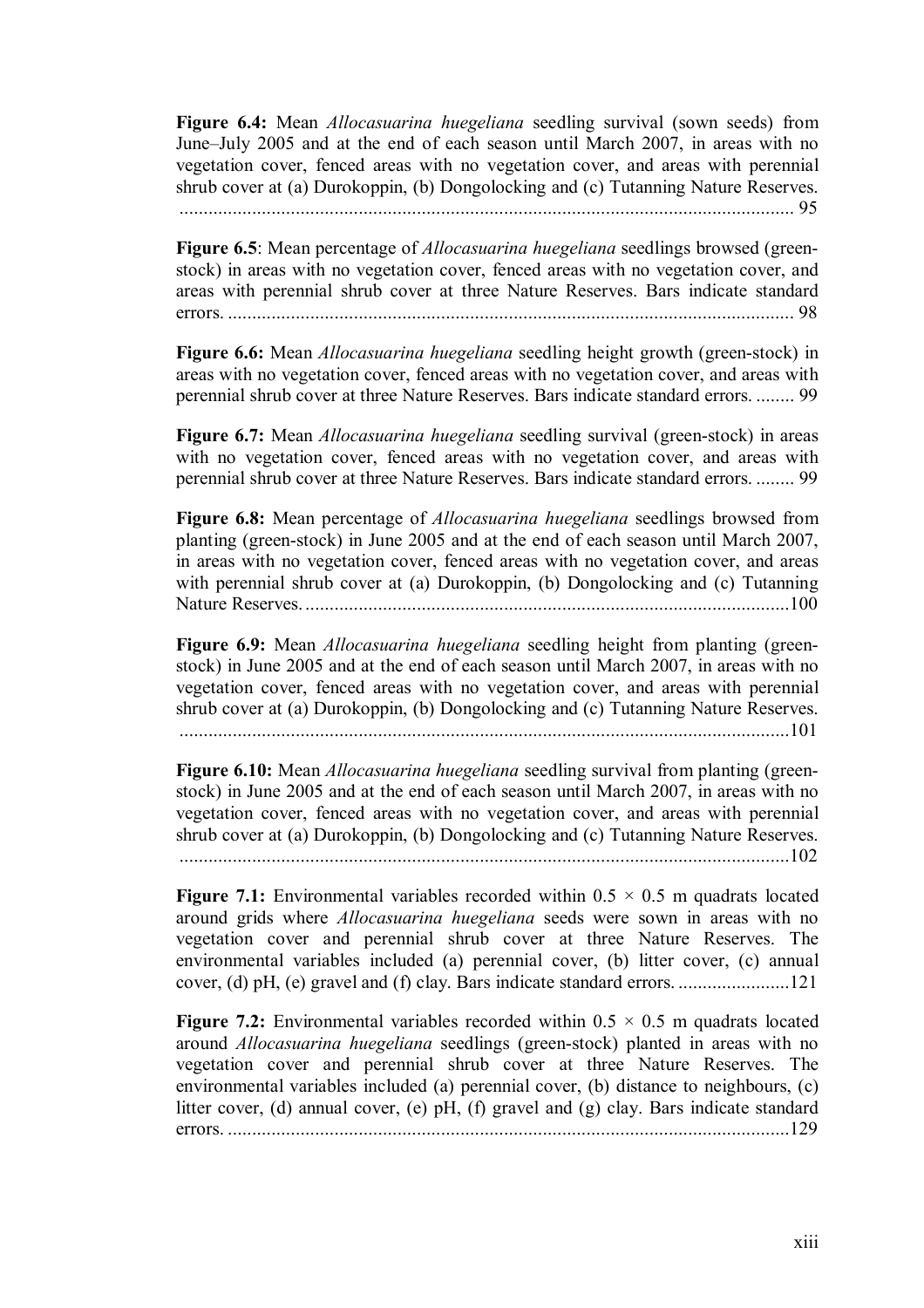**Figure 6.4:** Mean *Allocasuarina huegeliana* seedling survival (sown seeds) from June–July 2005 and at the end of each season until March 2007, in areas with no vegetation cover, fenced areas with no vegetation cover, and areas with perennial shrub cover at (a) Durokoppin, (b) Dongolocking and (c) Tutanning Nature Reserves. ................................................................................................................................ 95

**Figure 6.5**: Mean percentage of *Allocasuarina huegeliana* seedlings browsed (green-stock) in areas with no vegetation cover, fenced areas with no vegetation cover, and areas with perennial shrub cover at three Nature Reserves. Bars indicate standard errors. ..................................................................................................................... 98

**Figure 6.6:** Mean *Allocasuarina huegeliana* seedling height growth (green-stock) in areas with no vegetation cover, fenced areas with no vegetation cover, and areas with perennial shrub cover at three Nature Reserves. Bars indicate standard errors. ........ 99

**Figure 6.7:** Mean *Allocasuarina huegeliana* seedling survival (green-stock) in areas with no vegetation cover, fenced areas with no vegetation cover, and areas with perennial shrub cover at three Nature Reserves. Bars indicate standard errors. ........ 99

**Figure 6.8:** Mean percentage of *Allocasuarina huegeliana* seedlings browsed from planting (green-stock) in June 2005 and at the end of each season until March 2007, in areas with no vegetation cover, fenced areas with no vegetation cover, and areas with perennial shrub cover at (a) Durokoppin, (b) Dongolocking and (c) Tutanning Nature Reserves. ....................................................................................................100

**Figure 6.9:** Mean *Allocasuarina huegeliana* seedling height from planting (green-stock) in June 2005 and at the end of each season until March 2007, in areas with no vegetation cover, fenced areas with no vegetation cover, and areas with perennial shrub cover at (a) Durokoppin, (b) Dongolocking and (c) Tutanning Nature Reserves. ..............................................................................................................................101

**Figure 6.10:** Mean *Allocasuarina huegeliana* seedling survival from planting (green-stock) in June 2005 and at the end of each season until March 2007, in areas with no vegetation cover, fenced areas with no vegetation cover, and areas with perennial shrub cover at (a) Durokoppin, (b) Dongolocking and (c) Tutanning Nature Reserves. ..............................................................................................................................102

**Figure 7.1:** Environmental variables recorded within $0.5 \times 0.5$ m quadrats located around grids where *Allocasuarina huegeliana* seeds were sown in areas with no vegetation cover and perennial shrub cover at three Nature Reserves. The environmental variables included (a) perennial cover, (b) litter cover, (c) annual cover, (d) pH, (e) gravel and (f) clay. Bars indicate standard errors. .......................121

**Figure 7.2:** Environmental variables recorded within $0.5 \times 0.5$ m quadrats located around *Allocasuarina huegeliana* seedlings (green-stock) planted in areas with no vegetation cover and perennial shrub cover at three Nature Reserves. The environmental variables included (a) perennial cover, (b) distance to neighbours, (c) litter cover, (d) annual cover, (e) pH, (f) gravel and (g) clay. Bars indicate standard errors. ....................................................................................................................129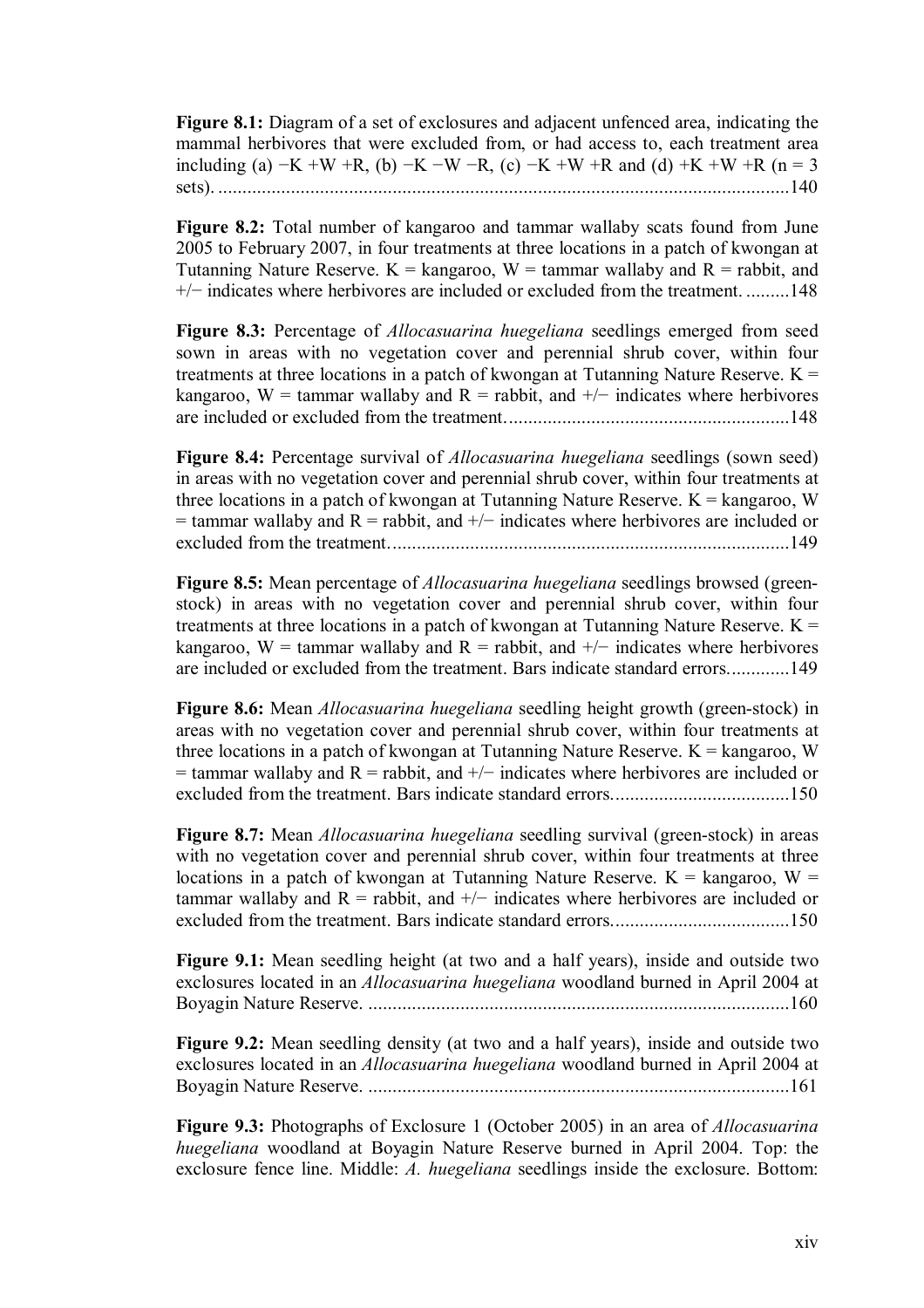**Figure 8.1:** Diagram of a set of exclosures and adjacent unfenced area, indicating the mammal herbivores that were excluded from, or had access to, each treatment area including (a) −K +W +R, (b) −K −W −R, (c) −K +W +R and (d) +K +W +R (n = 3 sets). .......................................................................................................................140

**Figure 8.2:** Total number of kangaroo and tammar wallaby scats found from June 2005 to February 2007, in four treatments at three locations in a patch of kwongan at Tutanning Nature Reserve. K = kangaroo, W = tammar wallaby and R = rabbit, and +/− indicates where herbivores are included or excluded from the treatment. .........148

**Figure 8.3:** Percentage of *Allocasuarina huegeliana* seedlings emerged from seed sown in areas with no vegetation cover and perennial shrub cover, within four treatments at three locations in a patch of kwongan at Tutanning Nature Reserve. K = kangaroo, W = tammar wallaby and R = rabbit, and +/− indicates where herbivores are included or excluded from the treatment. ..........................................................148

**Figure 8.4:** Percentage survival of *Allocasuarina huegeliana* seedlings (sown seed) in areas with no vegetation cover and perennial shrub cover, within four treatments at three locations in a patch of kwongan at Tutanning Nature Reserve. K = kangaroo, W = tammar wallaby and R = rabbit, and +/− indicates where herbivores are included or excluded from the treatment. ..................................................................................149

**Figure 8.5:** Mean percentage of *Allocasuarina huegeliana* seedlings browsed (green-stock) in areas with no vegetation cover and perennial shrub cover, within four treatments at three locations in a patch of kwongan at Tutanning Nature Reserve. K = kangaroo, W = tammar wallaby and R = rabbit, and +/− indicates where herbivores are included or excluded from the treatment. Bars indicate standard errors.............149

**Figure 8.6:** Mean *Allocasuarina huegeliana* seedling height growth (green-stock) in areas with no vegetation cover and perennial shrub cover, within four treatments at three locations in a patch of kwongan at Tutanning Nature Reserve. K = kangaroo, W = tammar wallaby and R = rabbit, and +/− indicates where herbivores are included or excluded from the treatment. Bars indicate standard errors.....................................150

**Figure 8.7:** Mean *Allocasuarina huegeliana* seedling survival (green-stock) in areas with no vegetation cover and perennial shrub cover, within four treatments at three locations in a patch of kwongan at Tutanning Nature Reserve. K = kangaroo, W = tammar wallaby and R = rabbit, and +/− indicates where herbivores are included or excluded from the treatment. Bars indicate standard errors.....................................150

**Figure 9.1:** Mean seedling height (at two and a half years), inside and outside two exclosures located in an *Allocasuarina huegeliana* woodland burned in April 2004 at Boyagin Nature Reserve. .......................................................................................160

**Figure 9.2:** Mean seedling density (at two and a half years), inside and outside two exclosures located in an *Allocasuarina huegeliana* woodland burned in April 2004 at Boyagin Nature Reserve. .......................................................................................161

**Figure 9.3:** Photographs of Exclosure 1 (October 2005) in an area of *Allocasuarina huegeliana* woodland at Boyagin Nature Reserve burned in April 2004. Top: the exclosure fence line. Middle: *A. huegeliana* seedlings inside the exclosure. Bottom: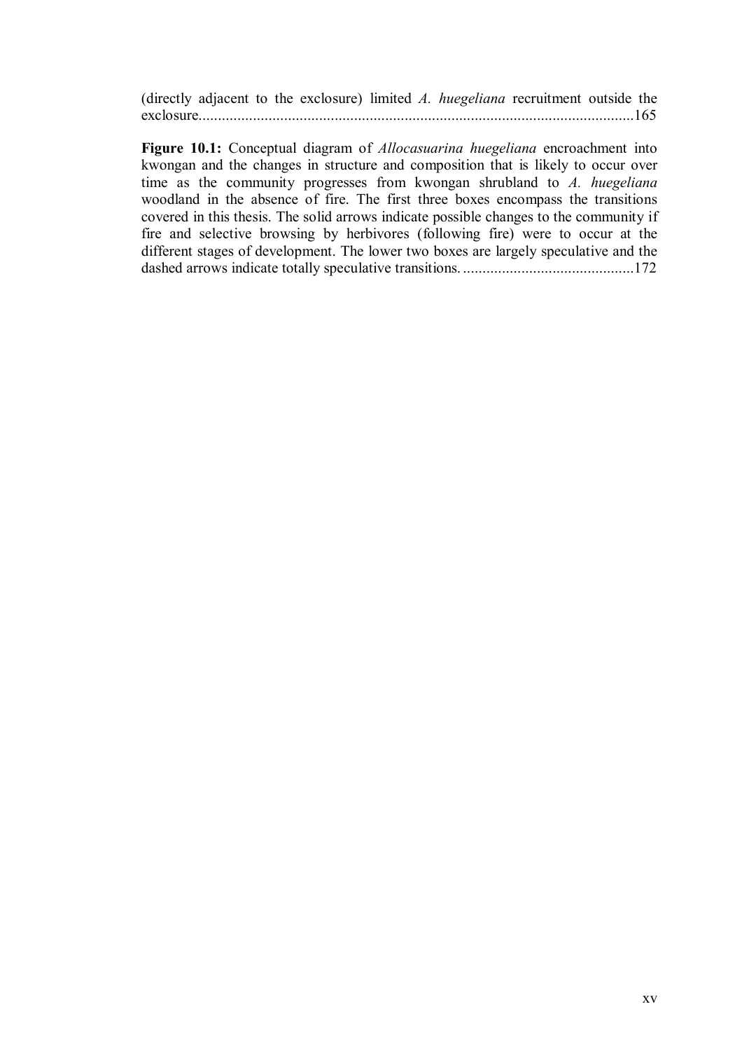(directly adjacent to the exclosure) limited *A. huegeliana* recruitment outside the exclosure...............................................................................................................165

**Figure 10.1:** Conceptual diagram of *Allocasuarina huegeliana* encroachment into kwongan and the changes in structure and composition that is likely to occur over time as the community progresses from kwongan shrubland to *A. huegeliana* woodland in the absence of fire. The first three boxes encompass the transitions covered in this thesis. The solid arrows indicate possible changes to the community if fire and selective browsing by herbivores (following fire) were to occur at the different stages of development. The lower two boxes are largely speculative and the dashed arrows indicate totally speculative transitions. ............................................172